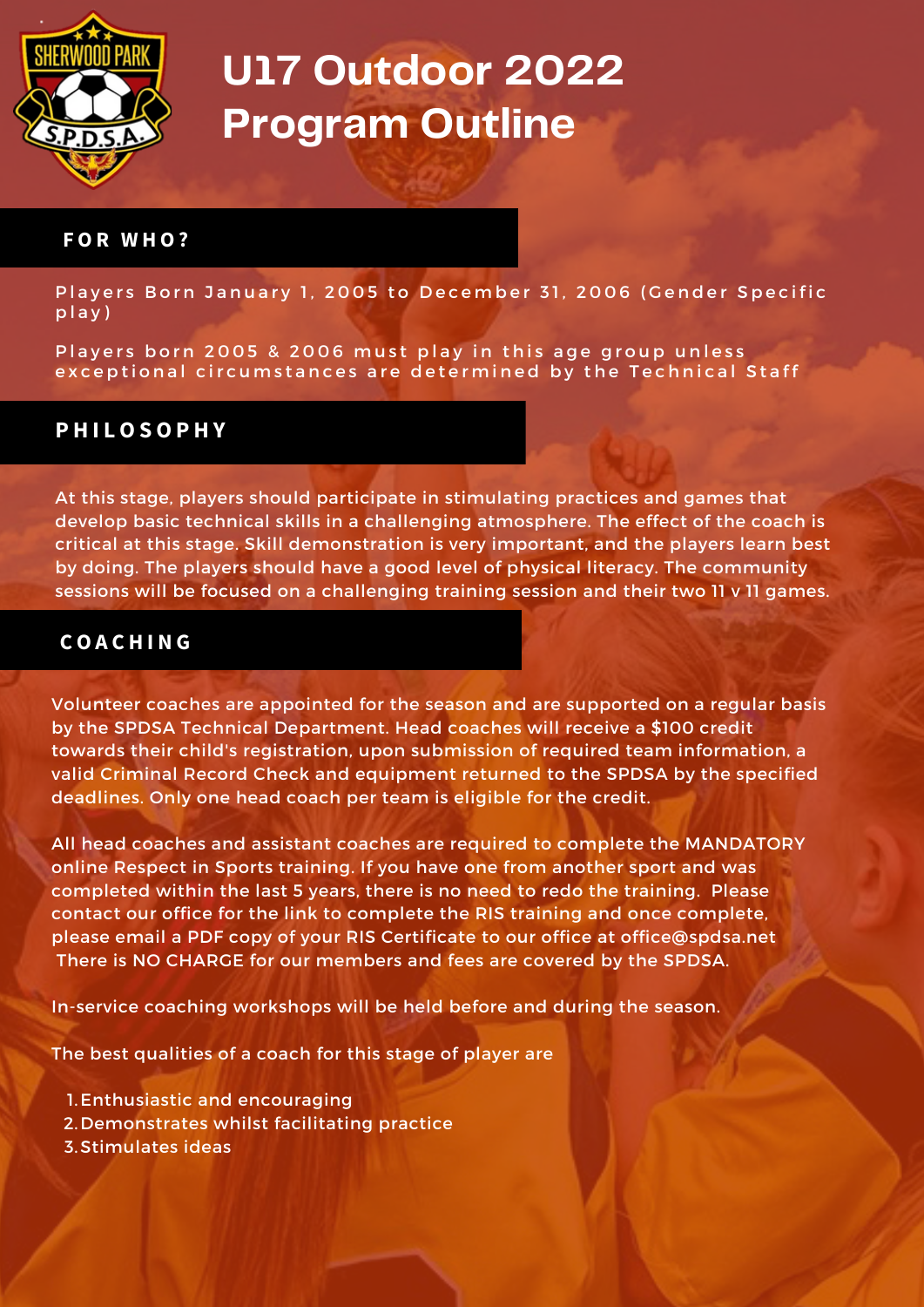# U17 Outdoor 2022 Program Outline

## FOR WHO?

Players Born January 1, 2005 to December 31, 2006 (Gender Specific play)

Players born 2005 & 2006 must play in this age group unless exceptional circumstances are determined by the Technical Staff

## PHILOSOPHY

At this stage, players should participate in stimulating practices and games that develop basic technical skills in a challenging atmosphere. The effect of the coach is critical at this stage. Skill demonstration is very important, and the players learn best by doing. The players should have a good level of physical literacy. The community sessions will be focused on a challenging training session and their two 11 v 11 games.

## COACHING

Volunteer coaches are appointed for the season and are supported on a regular basis by the SPDSA Technical Department. Head coaches will receive a $100 credit towards their child's registration, upon submission of required team information, a valid Criminal Record Check and equipment returned to the SPDSA by the specified deadlines. Only one head coach per team is eligible for the credit.

All head coaches and assistant coaches are required to complete the MANDATORY online Respect in Sports training. If you have one from another sport and was completed within the last 5 years, there is no need to redo the training. Please contact our office for the link to complete the RIS training and once complete, please email a PDF copy of your RIS Certificate to our office at office@spdsa.net There is NO CHARGE for our members and fees are covered by the SPDSA.

In-service coaching workshops will be held before and during the season.

The best qualities of a coach for this stage of player are

1. Enthusiastic and encouraging
2. Demonstrates whilst facilitating practice
3. Stimulates ideas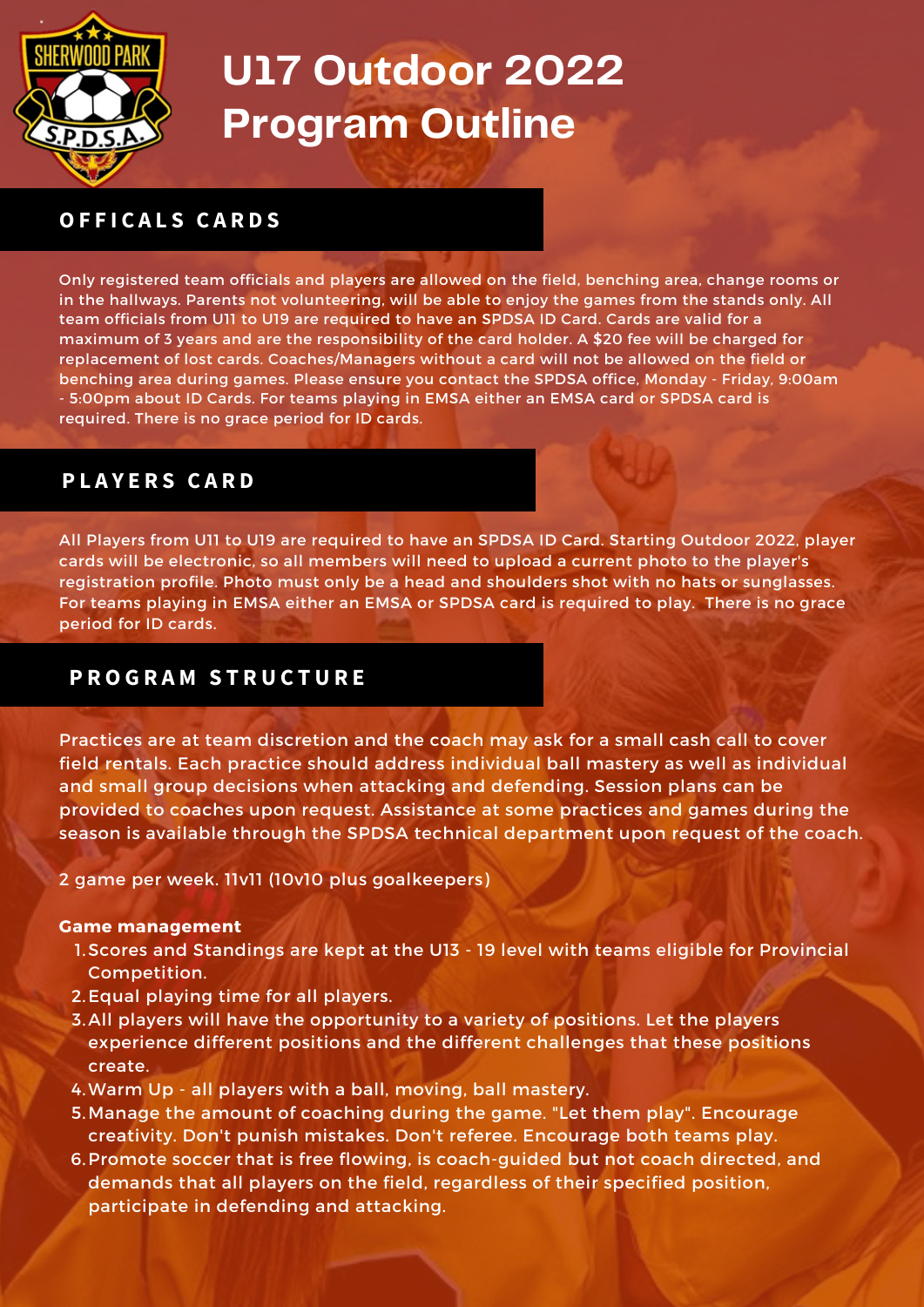# U17 Outdoor 2022 Program Outline

## OFFICALS CARDS

Only registered team officials and players are allowed on the field, benching area, change rooms or in the hallways. Parents not volunteering, will be able to enjoy the games from the stands only. All team officials from U11 to U19 are required to have an SPDSA ID Card. Cards are valid for a maximum of 3 years and are the responsibility of the card holder. A $20 fee will be charged for replacement of lost cards. Coaches/Managers without a card will not be allowed on the field or benching area during games. Please ensure you contact the SPDSA office, Monday - Friday, 9:00am - 5:00pm about ID Cards. For teams playing in EMSA either an EMSA card or SPDSA card is required. There is no grace period for ID cards.

## PLAYERS CARD

All Players from U11 to U19 are required to have an SPDSA ID Card. Starting Outdoor 2022, player cards will be electronic, so all members will need to upload a current photo to the player's registration profile. Photo must only be a head and shoulders shot with no hats or sunglasses. For teams playing in EMSA either an EMSA or SPDSA card is required to play. There is no grace period for ID cards.

## PROGRAM STRUCTURE

Practices are at team discretion and the coach may ask for a small cash call to cover field rentals. Each practice should address individual ball mastery as well as individual and small group decisions when attacking and defending. Session plans can be provided to coaches upon request. Assistance at some practices and games during the season is available through the SPDSA technical department upon request of the coach.

2 game per week. 11v11 (10v10 plus goalkeepers)

**Game management**

1. Scores and Standings are kept at the U13 - 19 level with teams eligible for Provincial Competition.
2. Equal playing time for all players.
3. All players will have the opportunity to a variety of positions. Let the players experience different positions and the different challenges that these positions create.
4. Warm Up - all players with a ball, moving, ball mastery.
5. Manage the amount of coaching during the game. "Let them play". Encourage creativity. Don't punish mistakes. Don't referee. Encourage both teams play.
6. Promote soccer that is free flowing, is coach-guided but not coach directed, and demands that all players on the field, regardless of their specified position, participate in defending and attacking.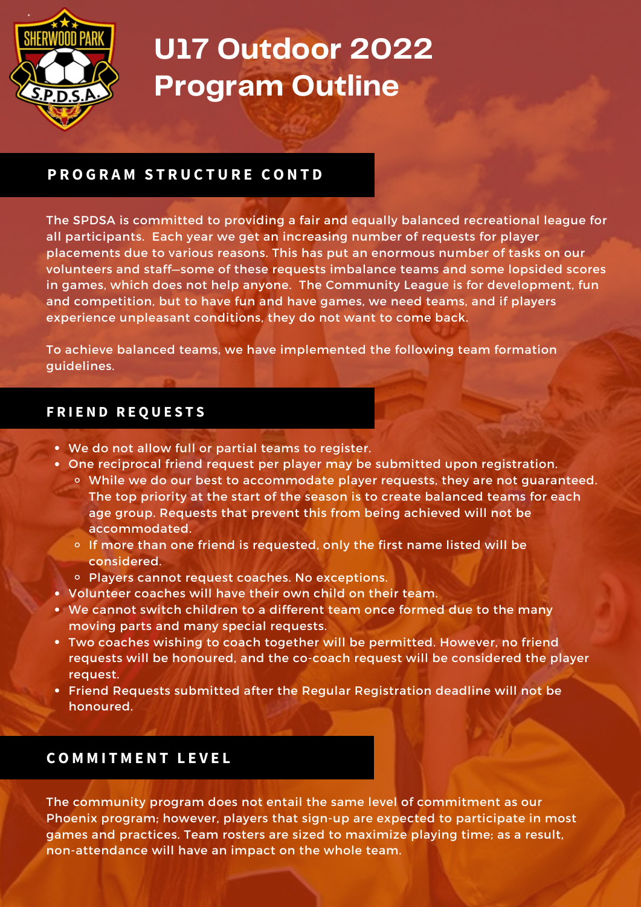# U17 Outdoor 2022 Program Outline

## PROGRAM STRUCTURE CONTD

The SPDSA is committed to providing a fair and equally balanced recreational league for all participants. Each year we get an increasing number of requests for player placements due to various reasons. This has put an enormous number of tasks on our volunteers and staff—some of these requests imbalance teams and some lopsided scores in games, which does not help anyone. The Community League is for development, fun and competition, but to have fun and have games, we need teams, and if players experience unpleasant conditions, they do not want to come back.

To achieve balanced teams, we have implemented the following team formation guidelines.

## FRIEND REQUESTS

- We do not allow full or partial teams to register.
- One reciprocal friend request per player may be submitted upon registration.
  - While we do our best to accommodate player requests, they are not guaranteed. The top priority at the start of the season is to create balanced teams for each age group. Requests that prevent this from being achieved will not be accommodated.
  - If more than one friend is requested, only the first name listed will be considered.
  - Players cannot request coaches. No exceptions.
- Volunteer coaches will have their own child on their team.
- We cannot switch children to a different team once formed due to the many moving parts and many special requests.
- Two coaches wishing to coach together will be permitted. However, no friend requests will be honoured, and the co-coach request will be considered the player request.
- Friend Requests submitted after the Regular Registration deadline will not be honoured.

## COMMITMENT LEVEL

The community program does not entail the same level of commitment as our Phoenix program; however, players that sign-up are expected to participate in most games and practices. Team rosters are sized to maximize playing time; as a result, non-attendance will have an impact on the whole team.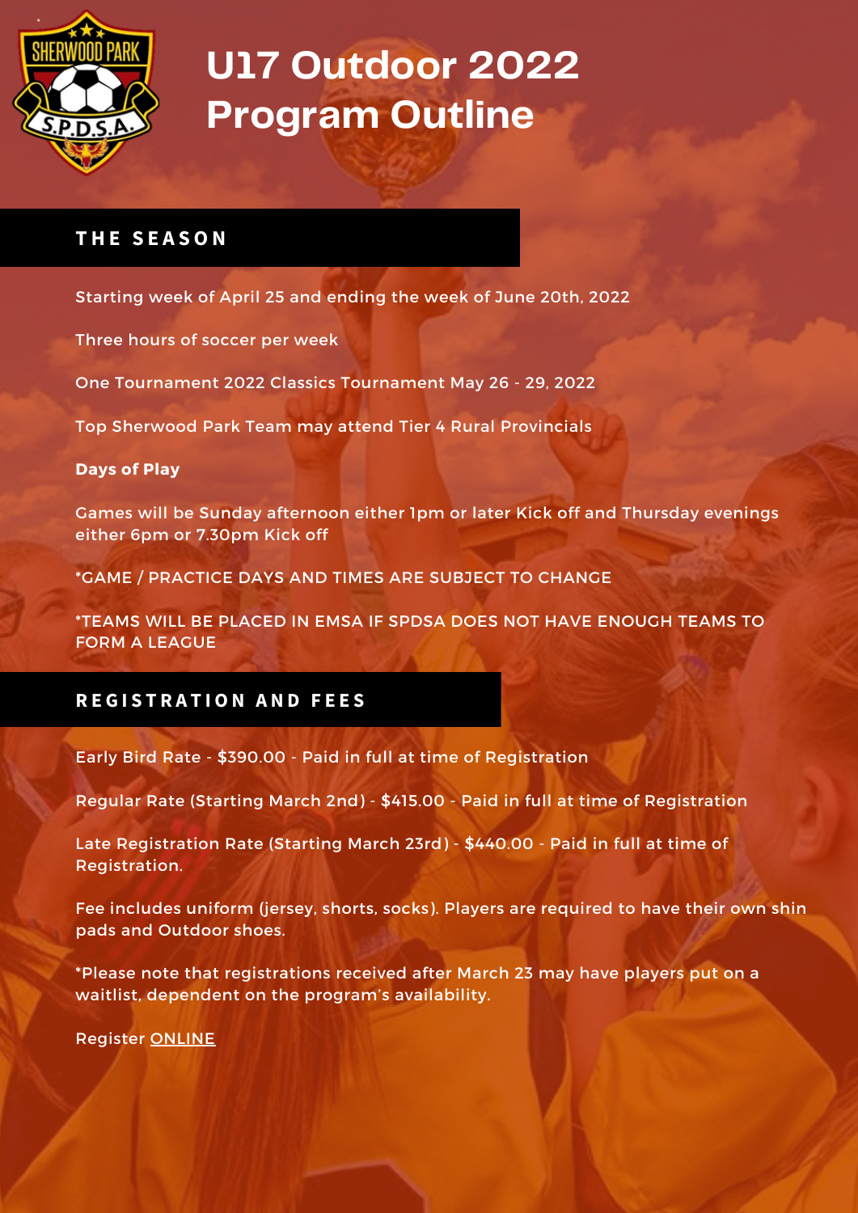# U17 Outdoor 2022 Program Outline

## THE SEASON

Starting week of April 25 and ending the week of June 20th, 2022

Three hours of soccer per week

One Tournament 2022 Classics Tournament May 26 - 29, 2022

Top Sherwood Park Team may attend Tier 4 Rural Provincials

**Days of Play**

Games will be Sunday afternoon either 1pm or later Kick off and Thursday evenings either 6pm or 7.30pm Kick off

*GAME / PRACTICE DAYS AND TIMES ARE SUBJECT TO CHANGE

*TEAMS WILL BE PLACED IN EMSA IF SPDSA DOES NOT HAVE ENOUGH TEAMS TO FORM A LEAGUE

## REGISTRATION AND FEES

Early Bird Rate - $390.00 - Paid in full at time of Registration

Regular Rate (Starting March 2nd) - $415.00 - Paid in full at time of Registration

Late Registration Rate (Starting March 23rd) - $440.00 - Paid in full at time of Registration.

Fee includes uniform (jersey, shorts, socks). Players are required to have their own shin pads and Outdoor shoes.

*Please note that registrations received after March 23 may have players put on a waitlist, dependent on the program's availability.

Register ONLINE